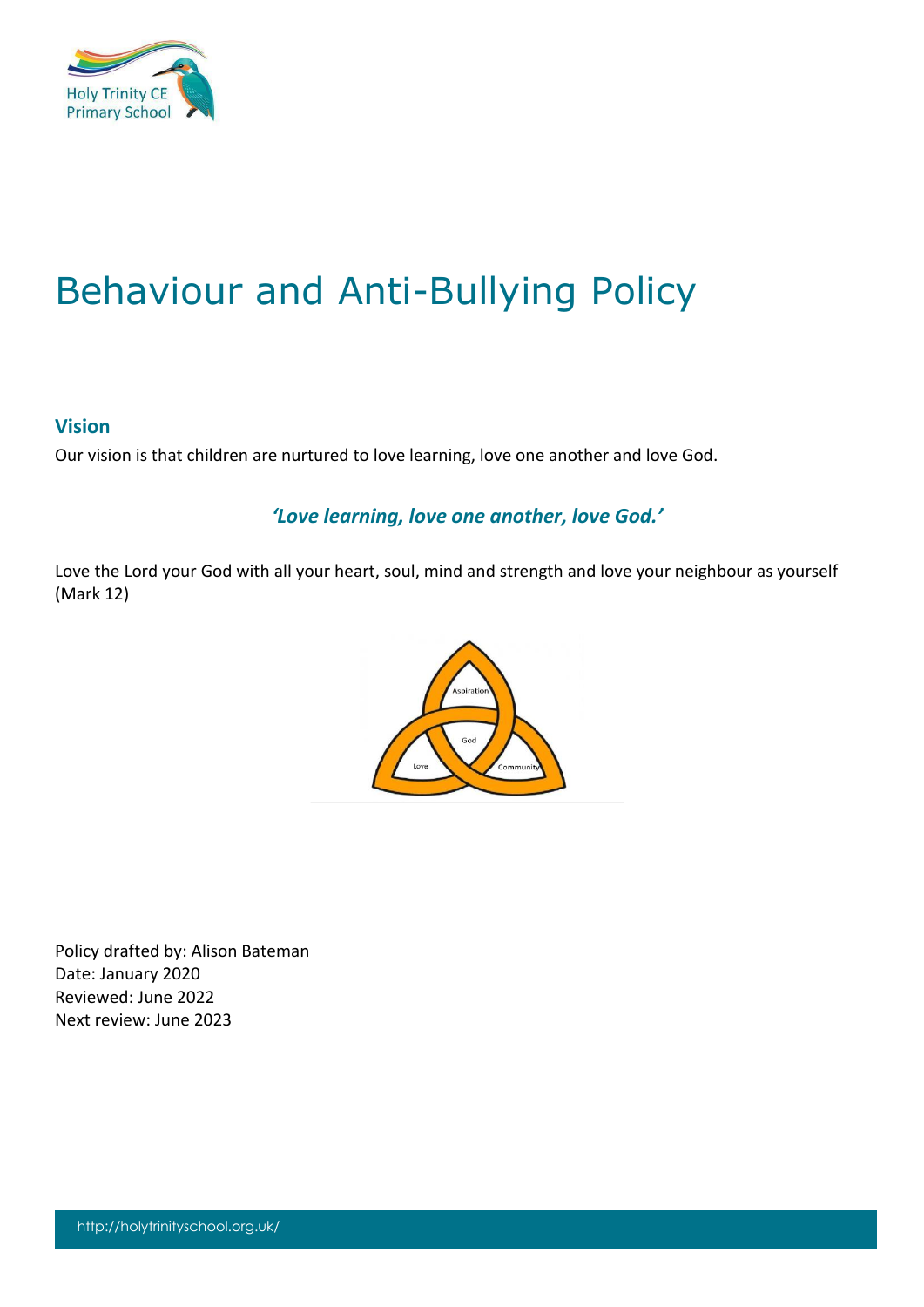Holy Trinity CE Primary School

# Behaviour and Anti-Bullying Policy

## Vision

Our vision is that children are nurtured to love learning, love one another and love God.

***'Love learning, love one another, love God.'***

Love the Lord your God with all your heart, soul, mind and strength and love your neighbour as yourself (Mark 12)

Aspiration
God
Love
Community

Policy drafted by: Alison Bateman
Date: January 2020
Reviewed: June 2022
Next review: June 2023

http://holytrinityschool.org.uk/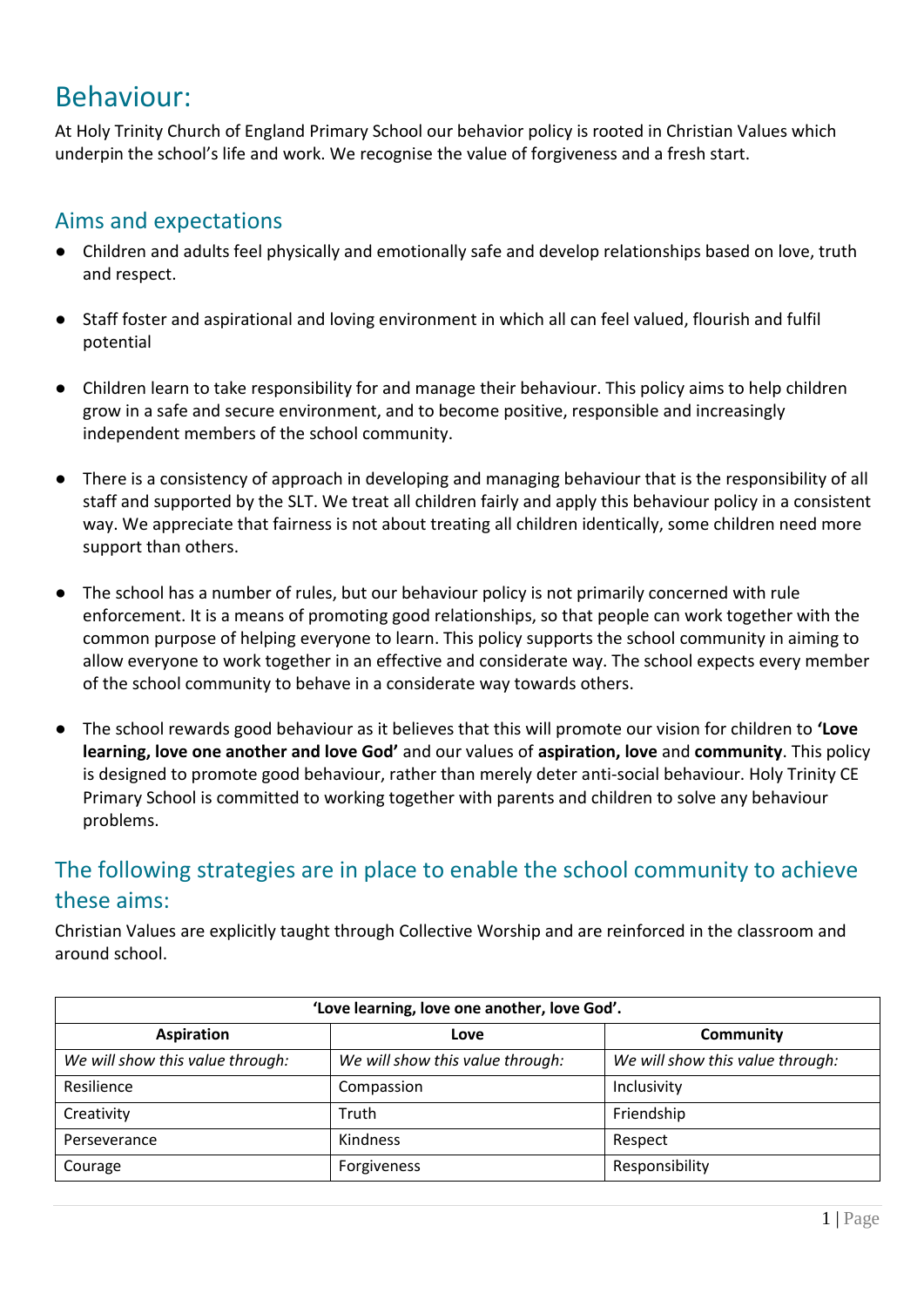# Behaviour:

At Holy Trinity Church of England Primary School our behavior policy is rooted in Christian Values which underpin the school's life and work. We recognise the value of forgiveness and a fresh start.

## Aims and expectations

- Children and adults feel physically and emotionally safe and develop relationships based on love, truth and respect.
- Staff foster and aspirational and loving environment in which all can feel valued, flourish and fulfil potential
- Children learn to take responsibility for and manage their behaviour. This policy aims to help children grow in a safe and secure environment, and to become positive, responsible and increasingly independent members of the school community.
- There is a consistency of approach in developing and managing behaviour that is the responsibility of all staff and supported by the SLT. We treat all children fairly and apply this behaviour policy in a consistent way. We appreciate that fairness is not about treating all children identically, some children need more support than others.
- The school has a number of rules, but our behaviour policy is not primarily concerned with rule enforcement. It is a means of promoting good relationships, so that people can work together with the common purpose of helping everyone to learn. This policy supports the school community in aiming to allow everyone to work together in an effective and considerate way. The school expects every member of the school community to behave in a considerate way towards others.
- The school rewards good behaviour as it believes that this will promote our vision for children to **'Love learning, love one another and love God'** and our values of **aspiration, love** and **community**. This policy is designed to promote good behaviour, rather than merely deter anti-social behaviour. Holy Trinity CE Primary School is committed to working together with parents and children to solve any behaviour problems.

## The following strategies are in place to enable the school community to achieve these aims:

Christian Values are explicitly taught through Collective Worship and are reinforced in the classroom and around school.

| **'Love learning, love one another, love God'.** | | |
|---|---|---|
| **Aspiration** | **Love** | **Community** |
| *We will show this value through:* | *We will show this value through:* | *We will show this value through:* |
| Resilience | Compassion | Inclusivity |
| Creativity | Truth | Friendship |
| Perseverance | Kindness | Respect |
| Courage | Forgiveness | Responsibility |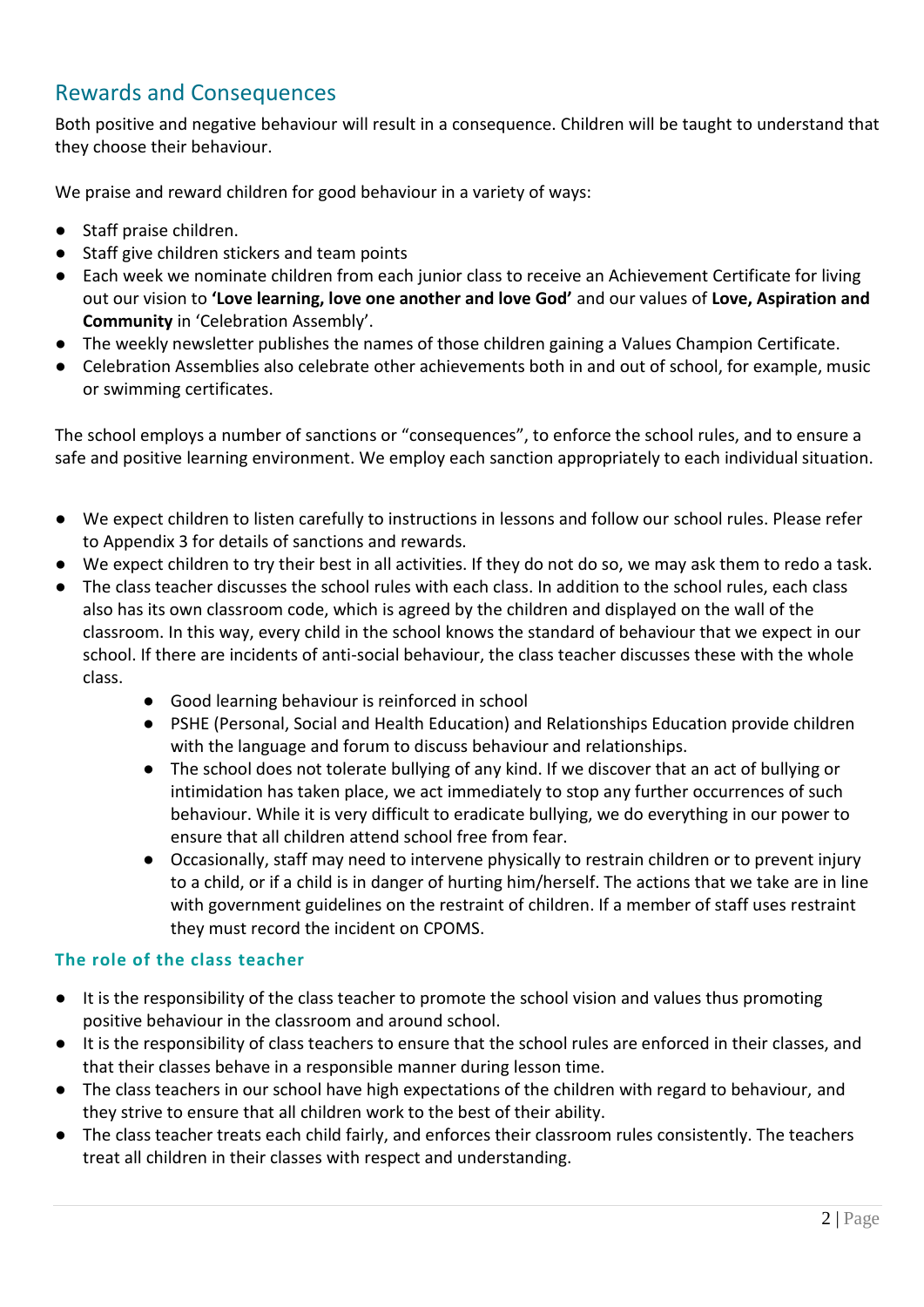## Rewards and Consequences

Both positive and negative behaviour will result in a consequence. Children will be taught to understand that they choose their behaviour.

We praise and reward children for good behaviour in a variety of ways:

- Staff praise children.
- Staff give children stickers and team points
- Each week we nominate children from each junior class to receive an Achievement Certificate for living out our vision to **'Love learning, love one another and love God'** and our values of **Love, Aspiration and Community** in 'Celebration Assembly'.
- The weekly newsletter publishes the names of those children gaining a Values Champion Certificate.
- Celebration Assemblies also celebrate other achievements both in and out of school, for example, music or swimming certificates.

The school employs a number of sanctions or "consequences", to enforce the school rules, and to ensure a safe and positive learning environment. We employ each sanction appropriately to each individual situation.

- We expect children to listen carefully to instructions in lessons and follow our school rules. Please refer to Appendix 3 for details of sanctions and rewards.
- We expect children to try their best in all activities. If they do not do so, we may ask them to redo a task.
- The class teacher discusses the school rules with each class. In addition to the school rules, each class also has its own classroom code, which is agreed by the children and displayed on the wall of the classroom. In this way, every child in the school knows the standard of behaviour that we expect in our school. If there are incidents of anti-social behaviour, the class teacher discusses these with the whole class.
    - Good learning behaviour is reinforced in school
    - PSHE (Personal, Social and Health Education) and Relationships Education provide children with the language and forum to discuss behaviour and relationships.
    - The school does not tolerate bullying of any kind. If we discover that an act of bullying or intimidation has taken place, we act immediately to stop any further occurrences of such behaviour. While it is very difficult to eradicate bullying, we do everything in our power to ensure that all children attend school free from fear.
    - Occasionally, staff may need to intervene physically to restrain children or to prevent injury to a child, or if a child is in danger of hurting him/herself. The actions that we take are in line with government guidelines on the restraint of children. If a member of staff uses restraint they must record the incident on CPOMS.

### The role of the class teacher

- It is the responsibility of the class teacher to promote the school vision and values thus promoting positive behaviour in the classroom and around school.
- It is the responsibility of class teachers to ensure that the school rules are enforced in their classes, and that their classes behave in a responsible manner during lesson time.
- The class teachers in our school have high expectations of the children with regard to behaviour, and they strive to ensure that all children work to the best of their ability.
- The class teacher treats each child fairly, and enforces their classroom rules consistently. The teachers treat all children in their classes with respect and understanding.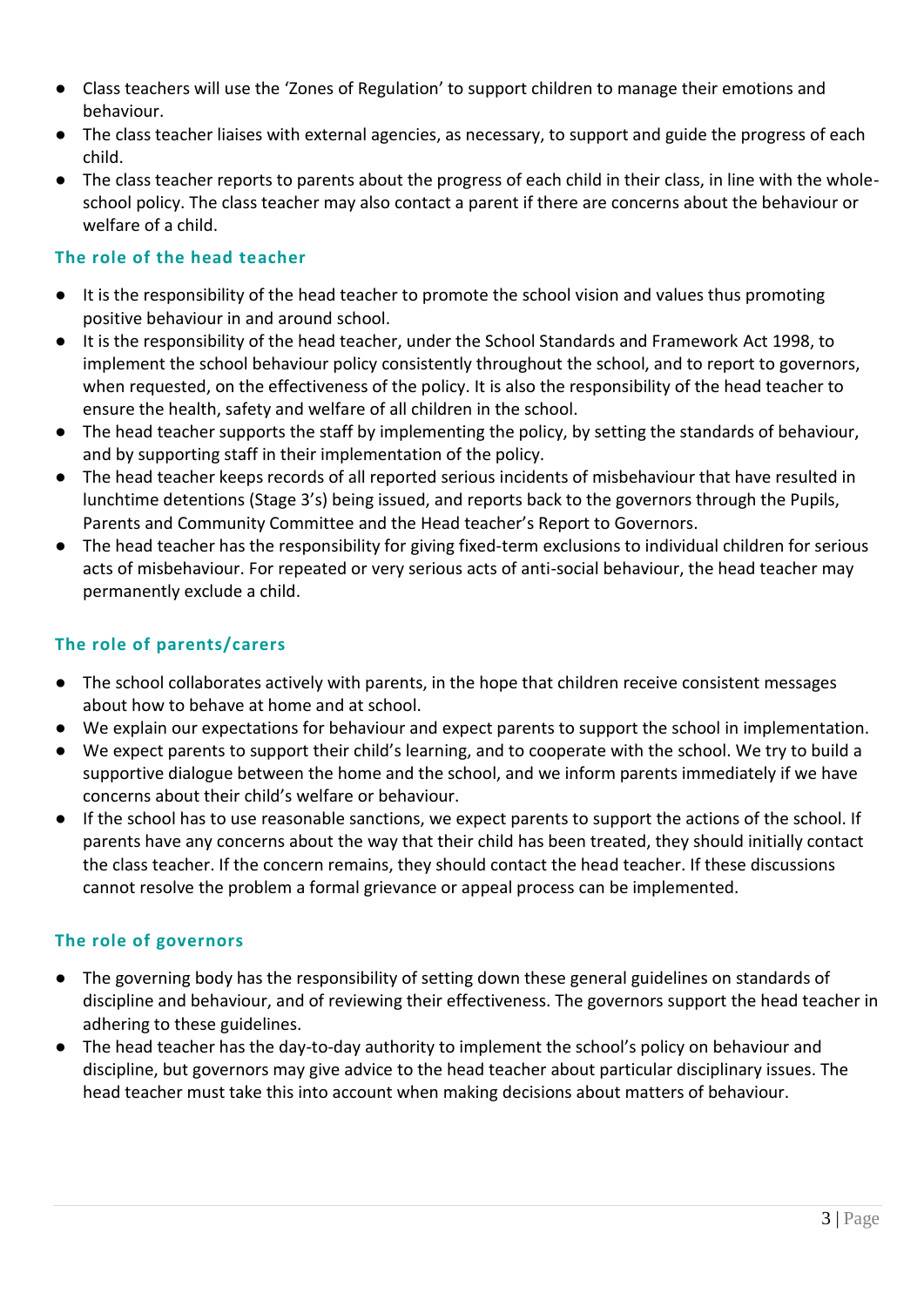- Class teachers will use the 'Zones of Regulation' to support children to manage their emotions and behaviour.
- The class teacher liaises with external agencies, as necessary, to support and guide the progress of each child.
- The class teacher reports to parents about the progress of each child in their class, in line with the whole-school policy. The class teacher may also contact a parent if there are concerns about the behaviour or welfare of a child.

### The role of the head teacher

- It is the responsibility of the head teacher to promote the school vision and values thus promoting positive behaviour in and around school.
- It is the responsibility of the head teacher, under the School Standards and Framework Act 1998, to implement the school behaviour policy consistently throughout the school, and to report to governors, when requested, on the effectiveness of the policy. It is also the responsibility of the head teacher to ensure the health, safety and welfare of all children in the school.
- The head teacher supports the staff by implementing the policy, by setting the standards of behaviour, and by supporting staff in their implementation of the policy.
- The head teacher keeps records of all reported serious incidents of misbehaviour that have resulted in lunchtime detentions (Stage 3's) being issued, and reports back to the governors through the Pupils, Parents and Community Committee and the Head teacher's Report to Governors.
- The head teacher has the responsibility for giving fixed-term exclusions to individual children for serious acts of misbehaviour. For repeated or very serious acts of anti-social behaviour, the head teacher may permanently exclude a child.

### The role of parents/carers

- The school collaborates actively with parents, in the hope that children receive consistent messages about how to behave at home and at school.
- We explain our expectations for behaviour and expect parents to support the school in implementation.
- We expect parents to support their child's learning, and to cooperate with the school. We try to build a supportive dialogue between the home and the school, and we inform parents immediately if we have concerns about their child's welfare or behaviour.
- If the school has to use reasonable sanctions, we expect parents to support the actions of the school. If parents have any concerns about the way that their child has been treated, they should initially contact the class teacher. If the concern remains, they should contact the head teacher. If these discussions cannot resolve the problem a formal grievance or appeal process can be implemented.

### The role of governors

- The governing body has the responsibility of setting down these general guidelines on standards of discipline and behaviour, and of reviewing their effectiveness. The governors support the head teacher in adhering to these guidelines.
- The head teacher has the day-to-day authority to implement the school's policy on behaviour and discipline, but governors may give advice to the head teacher about particular disciplinary issues. The head teacher must take this into account when making decisions about matters of behaviour.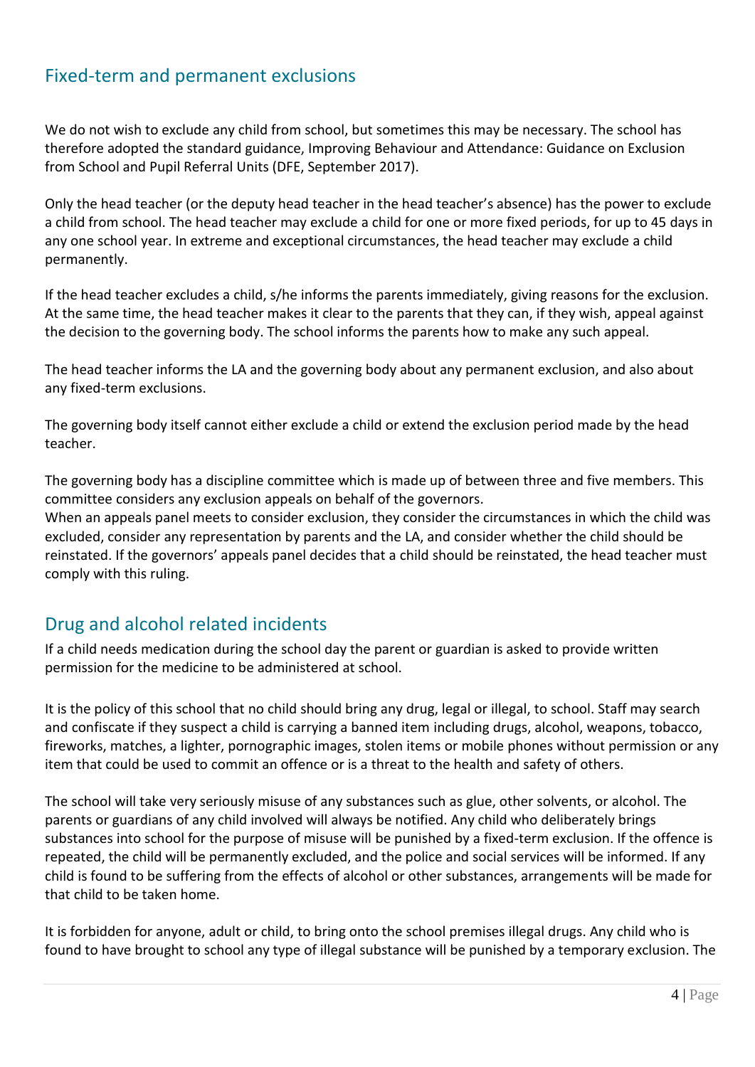## Fixed-term and permanent exclusions

We do not wish to exclude any child from school, but sometimes this may be necessary. The school has therefore adopted the standard guidance, Improving Behaviour and Attendance: Guidance on Exclusion from School and Pupil Referral Units (DFE, September 2017).

Only the head teacher (or the deputy head teacher in the head teacher's absence) has the power to exclude a child from school. The head teacher may exclude a child for one or more fixed periods, for up to 45 days in any one school year. In extreme and exceptional circumstances, the head teacher may exclude a child permanently.

If the head teacher excludes a child, s/he informs the parents immediately, giving reasons for the exclusion. At the same time, the head teacher makes it clear to the parents that they can, if they wish, appeal against the decision to the governing body. The school informs the parents how to make any such appeal.

The head teacher informs the LA and the governing body about any permanent exclusion, and also about any fixed-term exclusions.

The governing body itself cannot either exclude a child or extend the exclusion period made by the head teacher.

The governing body has a discipline committee which is made up of between three and five members. This committee considers any exclusion appeals on behalf of the governors.
When an appeals panel meets to consider exclusion, they consider the circumstances in which the child was excluded, consider any representation by parents and the LA, and consider whether the child should be reinstated. If the governors' appeals panel decides that a child should be reinstated, the head teacher must comply with this ruling.

## Drug and alcohol related incidents

If a child needs medication during the school day the parent or guardian is asked to provide written permission for the medicine to be administered at school.

It is the policy of this school that no child should bring any drug, legal or illegal, to school. Staff may search and confiscate if they suspect a child is carrying a banned item including drugs, alcohol, weapons, tobacco, fireworks, matches, a lighter, pornographic images, stolen items or mobile phones without permission or any item that could be used to commit an offence or is a threat to the health and safety of others.

The school will take very seriously misuse of any substances such as glue, other solvents, or alcohol. The parents or guardians of any child involved will always be notified. Any child who deliberately brings substances into school for the purpose of misuse will be punished by a fixed-term exclusion. If the offence is repeated, the child will be permanently excluded, and the police and social services will be informed. If any child is found to be suffering from the effects of alcohol or other substances, arrangements will be made for that child to be taken home.

It is forbidden for anyone, adult or child, to bring onto the school premises illegal drugs. Any child who is found to have brought to school any type of illegal substance will be punished by a temporary exclusion. The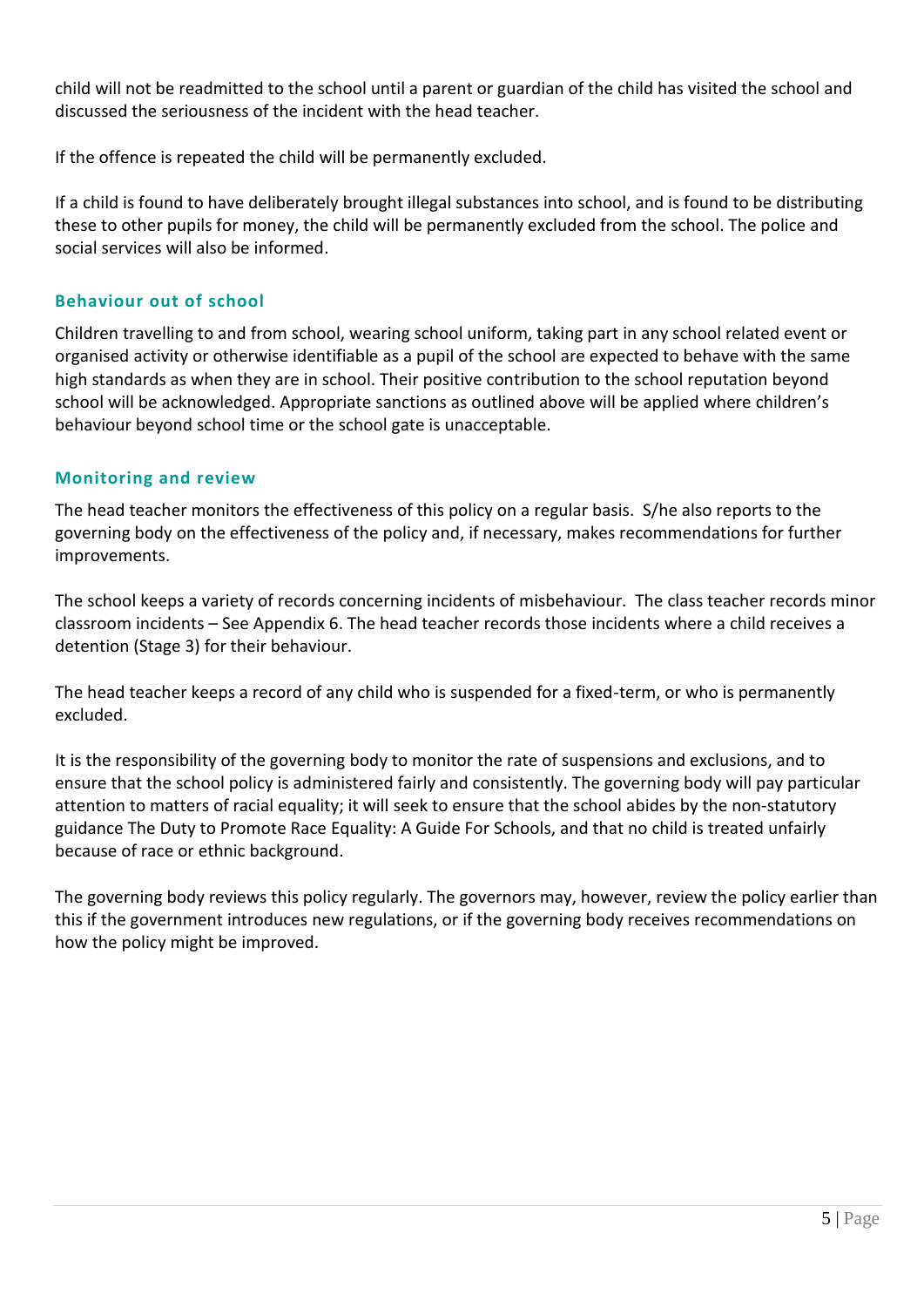child will not be readmitted to the school until a parent or guardian of the child has visited the school and discussed the seriousness of the incident with the head teacher.

If the offence is repeated the child will be permanently excluded.

If a child is found to have deliberately brought illegal substances into school, and is found to be distributing these to other pupils for money, the child will be permanently excluded from the school. The police and social services will also be informed.

### Behaviour out of school

Children travelling to and from school, wearing school uniform, taking part in any school related event or organised activity or otherwise identifiable as a pupil of the school are expected to behave with the same high standards as when they are in school. Their positive contribution to the school reputation beyond school will be acknowledged. Appropriate sanctions as outlined above will be applied where children's behaviour beyond school time or the school gate is unacceptable.

### Monitoring and review

The head teacher monitors the effectiveness of this policy on a regular basis. S/he also reports to the governing body on the effectiveness of the policy and, if necessary, makes recommendations for further improvements.

The school keeps a variety of records concerning incidents of misbehaviour. The class teacher records minor classroom incidents – See Appendix 6. The head teacher records those incidents where a child receives a detention (Stage 3) for their behaviour.

The head teacher keeps a record of any child who is suspended for a fixed-term, or who is permanently excluded.

It is the responsibility of the governing body to monitor the rate of suspensions and exclusions, and to ensure that the school policy is administered fairly and consistently. The governing body will pay particular attention to matters of racial equality; it will seek to ensure that the school abides by the non-statutory guidance The Duty to Promote Race Equality: A Guide For Schools, and that no child is treated unfairly because of race or ethnic background.

The governing body reviews this policy regularly. The governors may, however, review the policy earlier than this if the government introduces new regulations, or if the governing body receives recommendations on how the policy might be improved.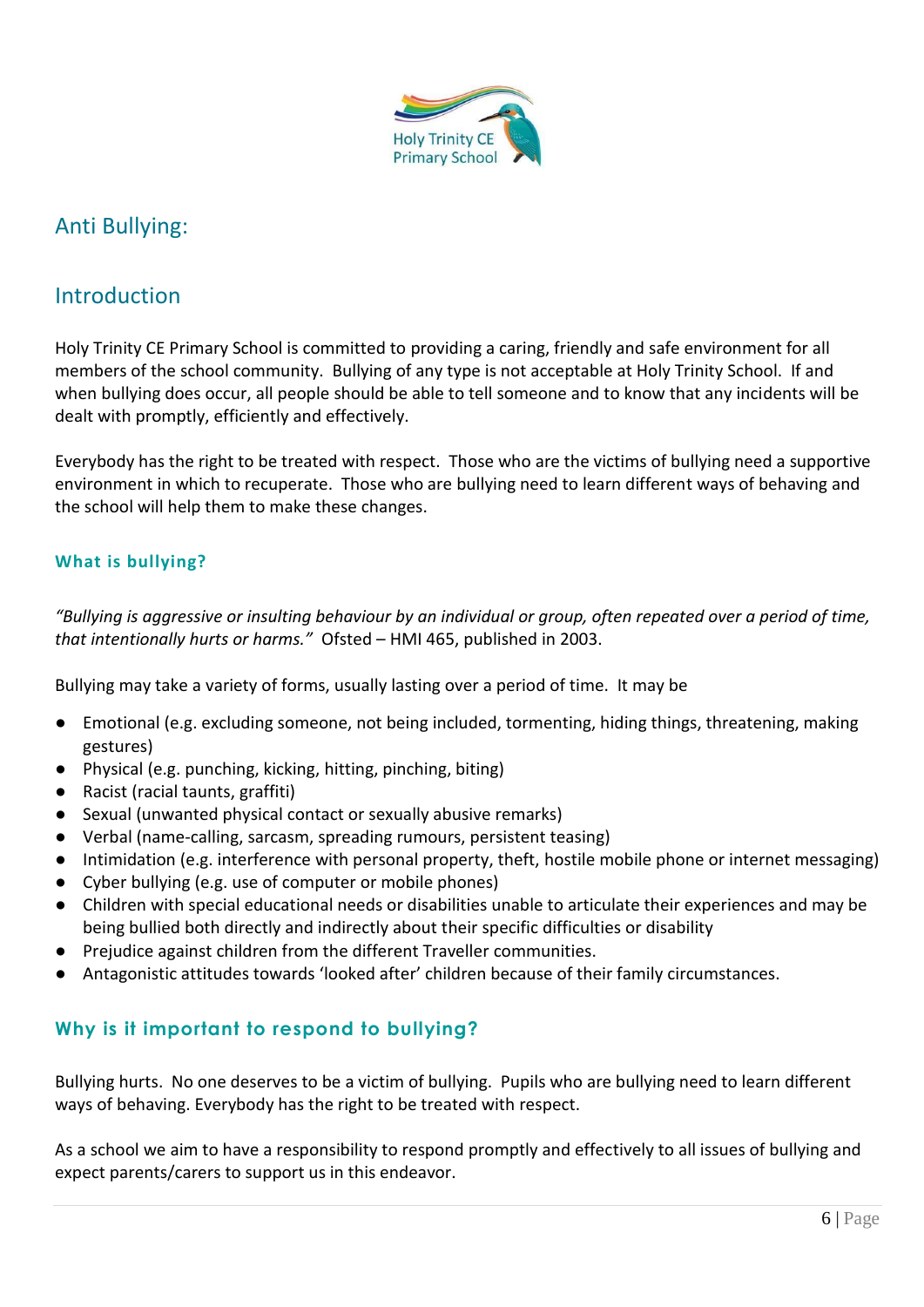## Anti Bullying:

## Introduction

Holy Trinity CE Primary School is committed to providing a caring, friendly and safe environment for all members of the school community. Bullying of any type is not acceptable at Holy Trinity School. If and when bullying does occur, all people should be able to tell someone and to know that any incidents will be dealt with promptly, efficiently and effectively.

Everybody has the right to be treated with respect. Those who are the victims of bullying need a supportive environment in which to recuperate. Those who are bullying need to learn different ways of behaving and the school will help them to make these changes.

### What is bullying?

*"Bullying is aggressive or insulting behaviour by an individual or group, often repeated over a period of time, that intentionally hurts or harms."* Ofsted – HMI 465, published in 2003.

Bullying may take a variety of forms, usually lasting over a period of time. It may be

- Emotional (e.g. excluding someone, not being included, tormenting, hiding things, threatening, making gestures)
- Physical (e.g. punching, kicking, hitting, pinching, biting)
- Racist (racial taunts, graffiti)
- Sexual (unwanted physical contact or sexually abusive remarks)
- Verbal (name-calling, sarcasm, spreading rumours, persistent teasing)
- Intimidation (e.g. interference with personal property, theft, hostile mobile phone or internet messaging)
- Cyber bullying (e.g. use of computer or mobile phones)
- Children with special educational needs or disabilities unable to articulate their experiences and may be being bullied both directly and indirectly about their specific difficulties or disability
- Prejudice against children from the different Traveller communities.
- Antagonistic attitudes towards 'looked after' children because of their family circumstances.

### Why is it important to respond to bullying?

Bullying hurts. No one deserves to be a victim of bullying. Pupils who are bullying need to learn different ways of behaving. Everybody has the right to be treated with respect.

As a school we aim to have a responsibility to respond promptly and effectively to all issues of bullying and expect parents/carers to support us in this endeavor.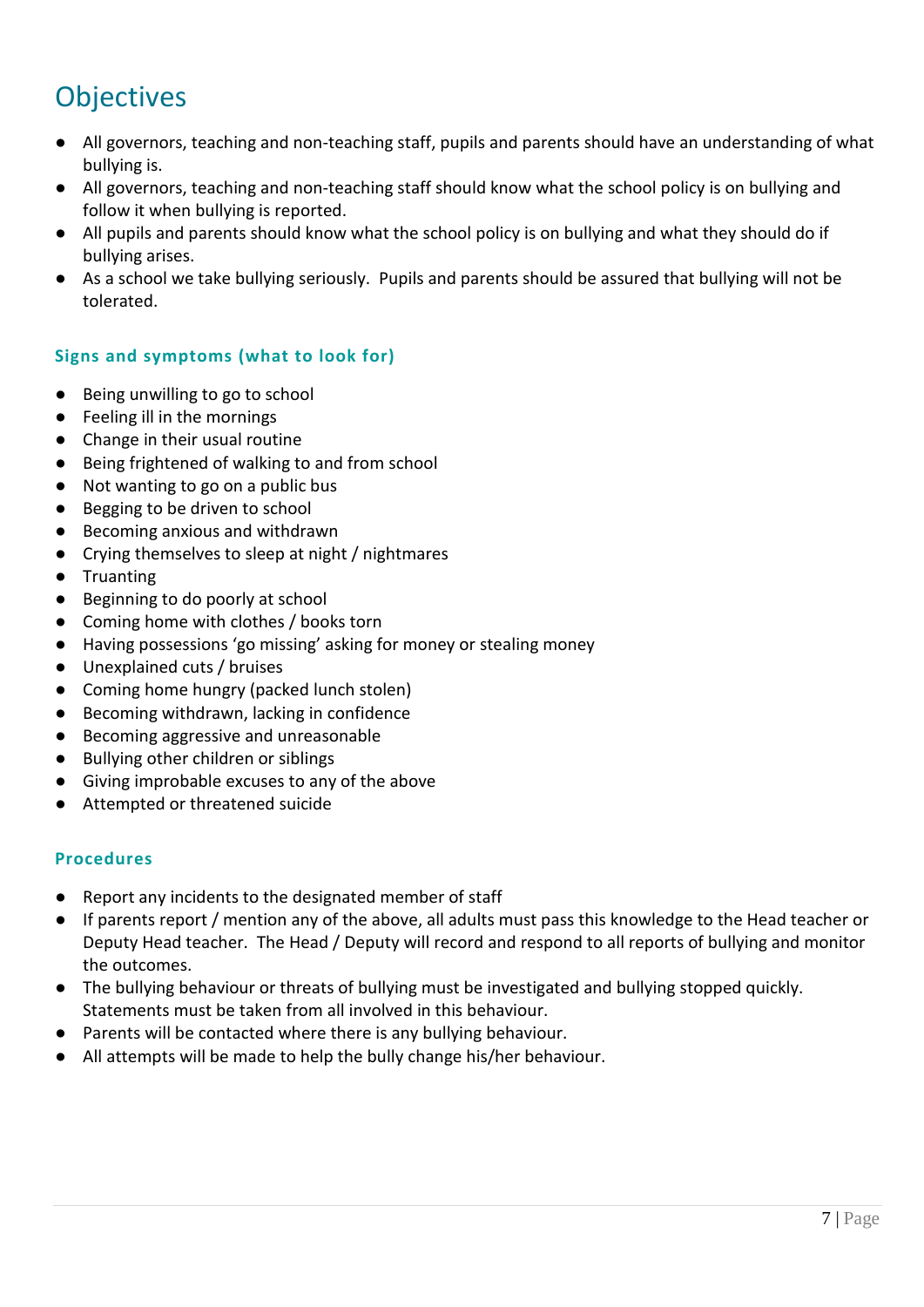# Objectives

- All governors, teaching and non-teaching staff, pupils and parents should have an understanding of what bullying is.
- All governors, teaching and non-teaching staff should know what the school policy is on bullying and follow it when bullying is reported.
- All pupils and parents should know what the school policy is on bullying and what they should do if bullying arises.
- As a school we take bullying seriously. Pupils and parents should be assured that bullying will not be tolerated.

### Signs and symptoms (what to look for)

- Being unwilling to go to school
- Feeling ill in the mornings
- Change in their usual routine
- Being frightened of walking to and from school
- Not wanting to go on a public bus
- Begging to be driven to school
- Becoming anxious and withdrawn
- Crying themselves to sleep at night / nightmares
- Truanting
- Beginning to do poorly at school
- Coming home with clothes / books torn
- Having possessions 'go missing' asking for money or stealing money
- Unexplained cuts / bruises
- Coming home hungry (packed lunch stolen)
- Becoming withdrawn, lacking in confidence
- Becoming aggressive and unreasonable
- Bullying other children or siblings
- Giving improbable excuses to any of the above
- Attempted or threatened suicide

### Procedures

- Report any incidents to the designated member of staff
- If parents report / mention any of the above, all adults must pass this knowledge to the Head teacher or Deputy Head teacher. The Head / Deputy will record and respond to all reports of bullying and monitor the outcomes.
- The bullying behaviour or threats of bullying must be investigated and bullying stopped quickly. Statements must be taken from all involved in this behaviour.
- Parents will be contacted where there is any bullying behaviour.
- All attempts will be made to help the bully change his/her behaviour.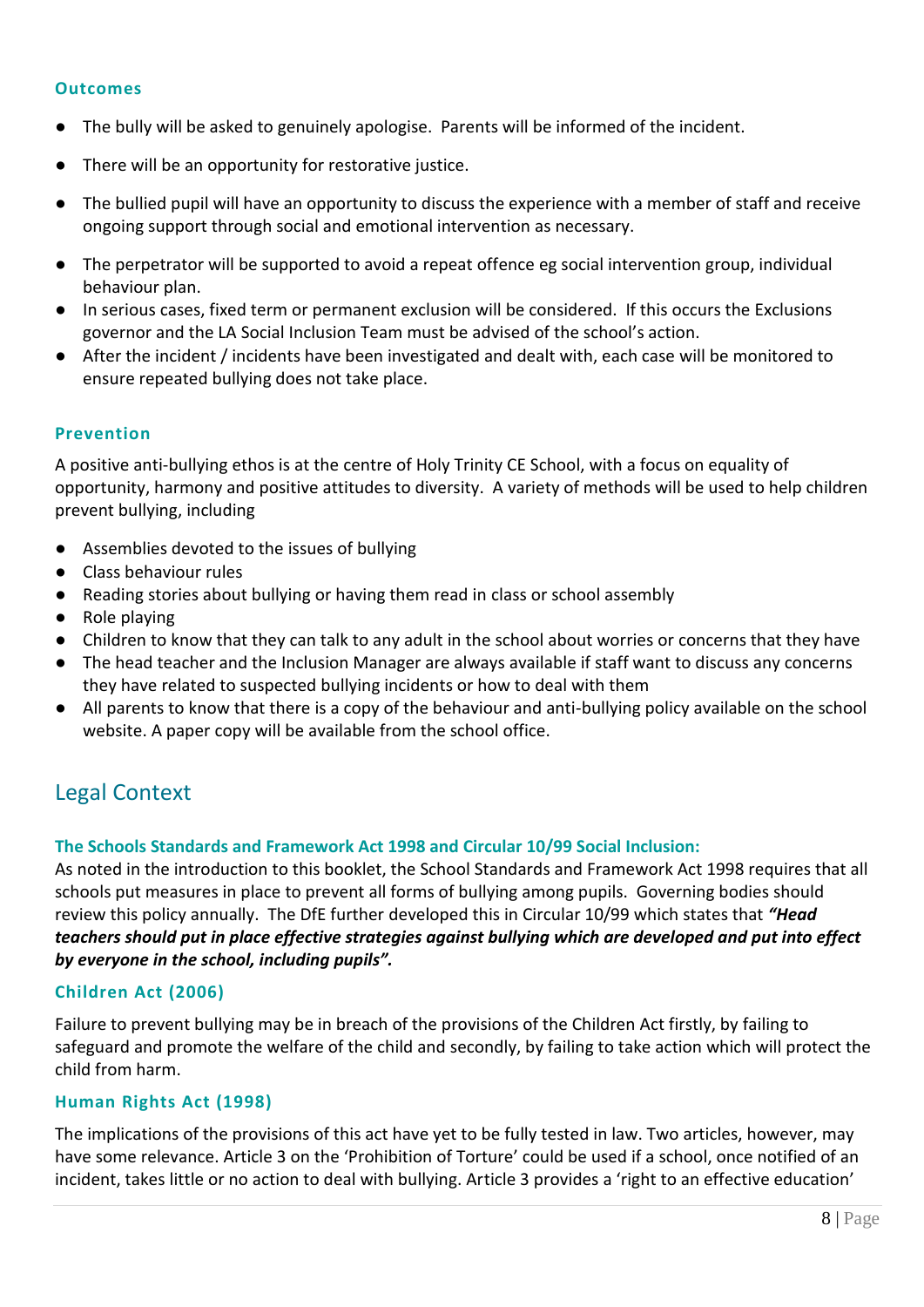### Outcomes

- The bully will be asked to genuinely apologise. Parents will be informed of the incident.
- There will be an opportunity for restorative justice.
- The bullied pupil will have an opportunity to discuss the experience with a member of staff and receive ongoing support through social and emotional intervention as necessary.
- The perpetrator will be supported to avoid a repeat offence eg social intervention group, individual behaviour plan.
- In serious cases, fixed term or permanent exclusion will be considered. If this occurs the Exclusions governor and the LA Social Inclusion Team must be advised of the school's action.
- After the incident / incidents have been investigated and dealt with, each case will be monitored to ensure repeated bullying does not take place.

### Prevention

A positive anti-bullying ethos is at the centre of Holy Trinity CE School, with a focus on equality of opportunity, harmony and positive attitudes to diversity. A variety of methods will be used to help children prevent bullying, including

- Assemblies devoted to the issues of bullying
- Class behaviour rules
- Reading stories about bullying or having them read in class or school assembly
- Role playing
- Children to know that they can talk to any adult in the school about worries or concerns that they have
- The head teacher and the Inclusion Manager are always available if staff want to discuss any concerns they have related to suspected bullying incidents or how to deal with them
- All parents to know that there is a copy of the behaviour and anti-bullying policy available on the school website. A paper copy will be available from the school office.

## Legal Context

### The Schools Standards and Framework Act 1998 and Circular 10/99 Social Inclusion:

As noted in the introduction to this booklet, the School Standards and Framework Act 1998 requires that all schools put measures in place to prevent all forms of bullying among pupils. Governing bodies should review this policy annually. The DfE further developed this in Circular 10/99 which states that ***"Head teachers should put in place effective strategies against bullying which are developed and put into effect by everyone in the school, including pupils".***

### Children Act (2006)

Failure to prevent bullying may be in breach of the provisions of the Children Act firstly, by failing to safeguard and promote the welfare of the child and secondly, by failing to take action which will protect the child from harm.

### Human Rights Act (1998)

The implications of the provisions of this act have yet to be fully tested in law. Two articles, however, may have some relevance. Article 3 on the 'Prohibition of Torture' could be used if a school, once notified of an incident, takes little or no action to deal with bullying. Article 3 provides a 'right to an effective education'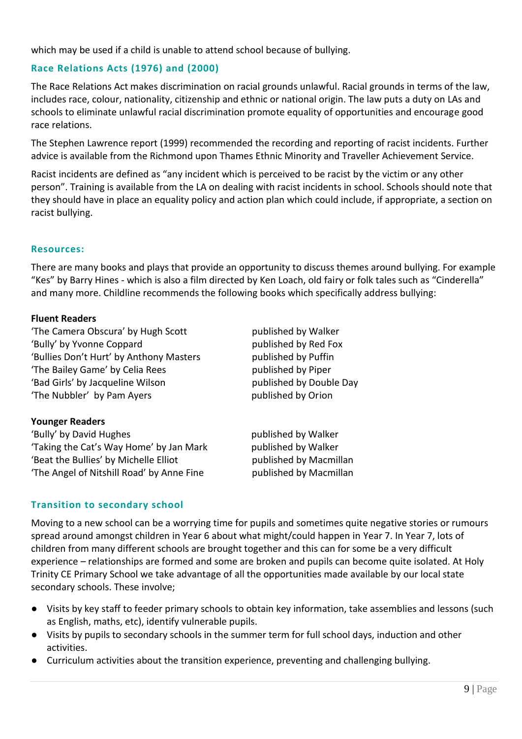which may be used if a child is unable to attend school because of bullying.

## Race Relations Acts (1976) and (2000)

The Race Relations Act makes discrimination on racial grounds unlawful. Racial grounds in terms of the law, includes race, colour, nationality, citizenship and ethnic or national origin. The law puts a duty on LAs and schools to eliminate unlawful racial discrimination promote equality of opportunities and encourage good race relations.

The Stephen Lawrence report (1999) recommended the recording and reporting of racist incidents. Further advice is available from the Richmond upon Thames Ethnic Minority and Traveller Achievement Service.

Racist incidents are defined as "any incident which is perceived to be racist by the victim or any other person". Training is available from the LA on dealing with racist incidents in school. Schools should note that they should have in place an equality policy and action plan which could include, if appropriate, a section on racist bullying.

## Resources:

There are many books and plays that provide an opportunity to discuss themes around bullying. For example "Kes" by Barry Hines - which is also a film directed by Ken Loach, old fairy or folk tales such as "Cinderella" and many more. Childline recommends the following books which specifically address bullying:

**Fluent Readers**

| | |
|---|---|
| 'The Camera Obscura' by Hugh Scott | published by Walker |
| 'Bully' by Yvonne Coppard | published by Red Fox |
| 'Bullies Don't Hurt' by Anthony Masters | published by Puffin |
| 'The Bailey Game' by Celia Rees | published by Piper |
| 'Bad Girls' by Jacqueline Wilson | published by Double Day |
| 'The Nubbler' by Pam Ayers | published by Orion |

**Younger Readers**

| | |
|---|---|
| 'Bully' by David Hughes | published by Walker |
| 'Taking the Cat's Way Home' by Jan Mark | published by Walker |
| 'Beat the Bullies' by Michelle Elliot | published by Macmillan |
| 'The Angel of Nitshill Road' by Anne Fine | published by Macmillan |

## Transition to secondary school

Moving to a new school can be a worrying time for pupils and sometimes quite negative stories or rumours spread around amongst children in Year 6 about what might/could happen in Year 7. In Year 7, lots of children from many different schools are brought together and this can for some be a very difficult experience – relationships are formed and some are broken and pupils can become quite isolated. At Holy Trinity CE Primary School we take advantage of all the opportunities made available by our local state secondary schools. These involve;

- Visits by key staff to feeder primary schools to obtain key information, take assemblies and lessons (such as English, maths, etc), identify vulnerable pupils.
- Visits by pupils to secondary schools in the summer term for full school days, induction and other activities.
- Curriculum activities about the transition experience, preventing and challenging bullying.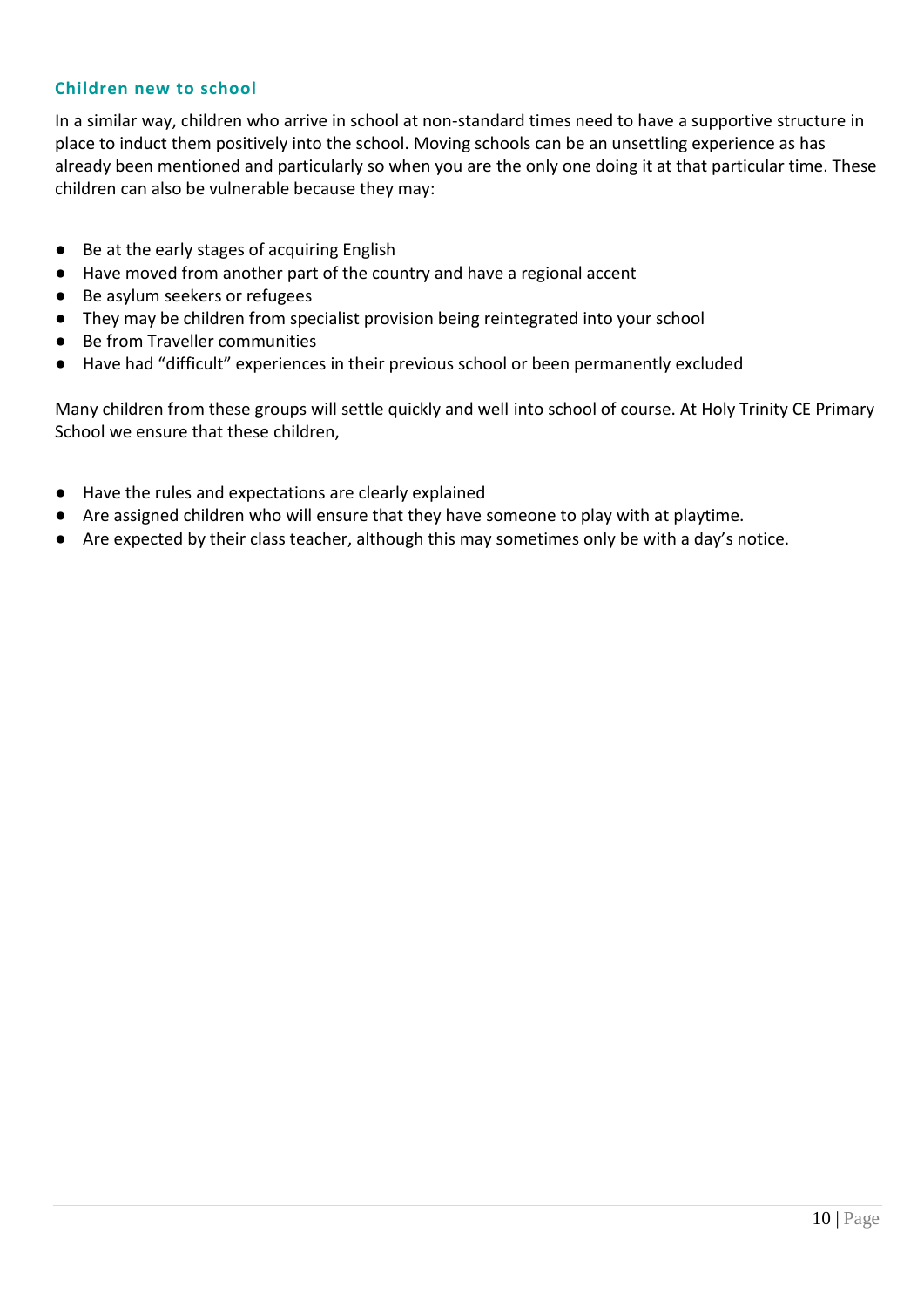### Children new to school

In a similar way, children who arrive in school at non-standard times need to have a supportive structure in place to induct them positively into the school. Moving schools can be an unsettling experience as has already been mentioned and particularly so when you are the only one doing it at that particular time. These children can also be vulnerable because they may:

- Be at the early stages of acquiring English
- Have moved from another part of the country and have a regional accent
- Be asylum seekers or refugees
- They may be children from specialist provision being reintegrated into your school
- Be from Traveller communities
- Have had "difficult" experiences in their previous school or been permanently excluded

Many children from these groups will settle quickly and well into school of course. At Holy Trinity CE Primary School we ensure that these children,

- Have the rules and expectations are clearly explained
- Are assigned children who will ensure that they have someone to play with at playtime.
- Are expected by their class teacher, although this may sometimes only be with a day's notice.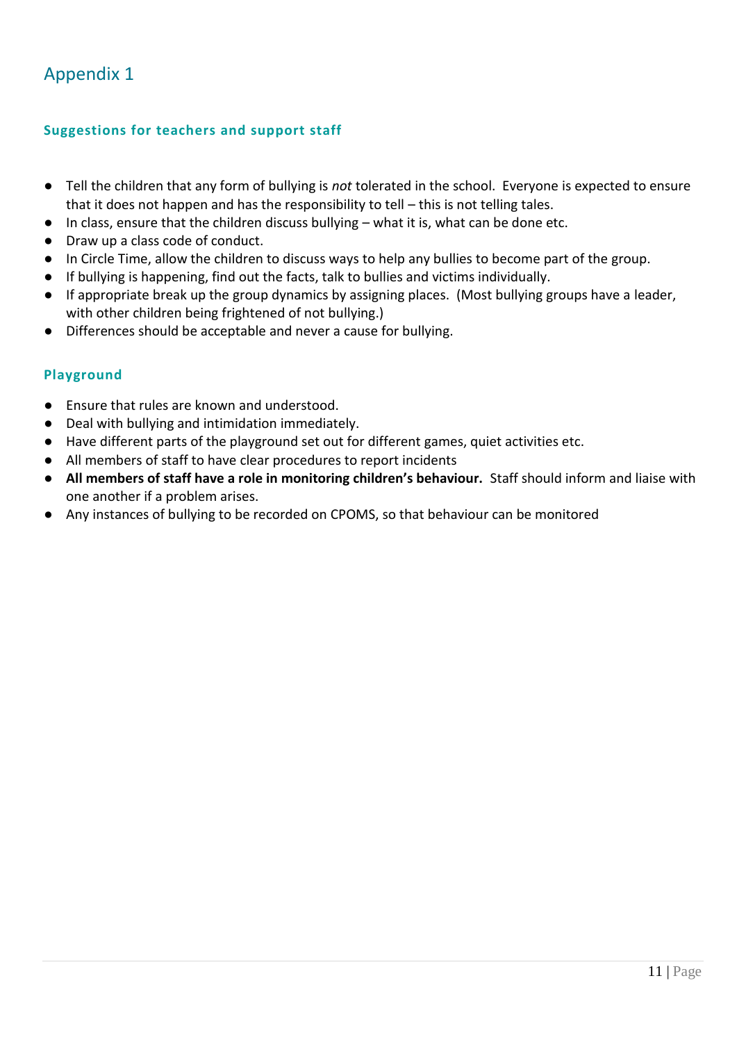# Appendix 1

### Suggestions for teachers and support staff

- Tell the children that any form of bullying is *not* tolerated in the school. Everyone is expected to ensure that it does not happen and has the responsibility to tell – this is not telling tales.
- In class, ensure that the children discuss bullying – what it is, what can be done etc.
- Draw up a class code of conduct.
- In Circle Time, allow the children to discuss ways to help any bullies to become part of the group.
- If bullying is happening, find out the facts, talk to bullies and victims individually.
- If appropriate break up the group dynamics by assigning places. (Most bullying groups have a leader, with other children being frightened of not bullying.)
- Differences should be acceptable and never a cause for bullying.

### Playground

- Ensure that rules are known and understood.
- Deal with bullying and intimidation immediately.
- Have different parts of the playground set out for different games, quiet activities etc.
- All members of staff to have clear procedures to report incidents
- **All members of staff have a role in monitoring children's behaviour.** Staff should inform and liaise with one another if a problem arises.
- Any instances of bullying to be recorded on CPOMS, so that behaviour can be monitored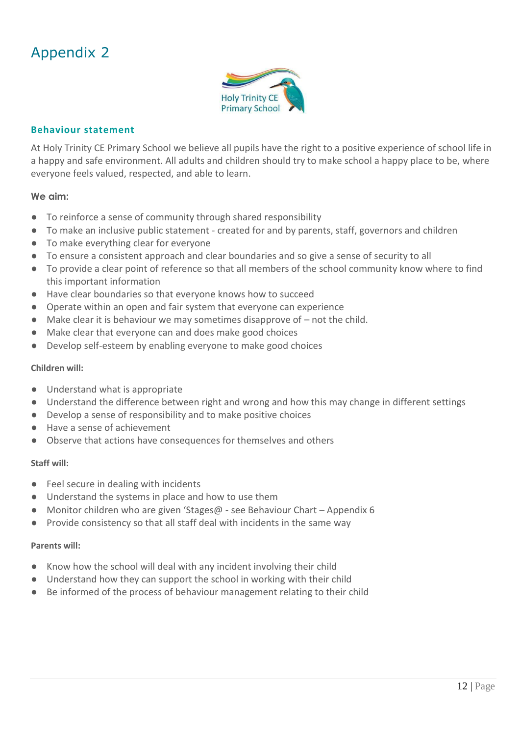# Appendix 2

Holy Trinity CE Primary School

## Behaviour statement

At Holy Trinity CE Primary School we believe all pupils have the right to a positive experience of school life in a happy and safe environment. All adults and children should try to make school a happy place to be, where everyone feels valued, respected, and able to learn.

### We aim:

- To reinforce a sense of community through shared responsibility
- To make an inclusive public statement - created for and by parents, staff, governors and children
- To make everything clear for everyone
- To ensure a consistent approach and clear boundaries and so give a sense of security to all
- To provide a clear point of reference so that all members of the school community know where to find this important information
- Have clear boundaries so that everyone knows how to succeed
- Operate within an open and fair system that everyone can experience
- Make clear it is behaviour we may sometimes disapprove of – not the child.
- Make clear that everyone can and does make good choices
- Develop self-esteem by enabling everyone to make good choices

**Children will:**

- Understand what is appropriate
- Understand the difference between right and wrong and how this may change in different settings
- Develop a sense of responsibility and to make positive choices
- Have a sense of achievement
- Observe that actions have consequences for themselves and others

**Staff will:**

- Feel secure in dealing with incidents
- Understand the systems in place and how to use them
- Monitor children who are given 'Stages@ - see Behaviour Chart – Appendix 6
- Provide consistency so that all staff deal with incidents in the same way

**Parents will:**

- Know how the school will deal with any incident involving their child
- Understand how they can support the school in working with their child
- Be informed of the process of behaviour management relating to their child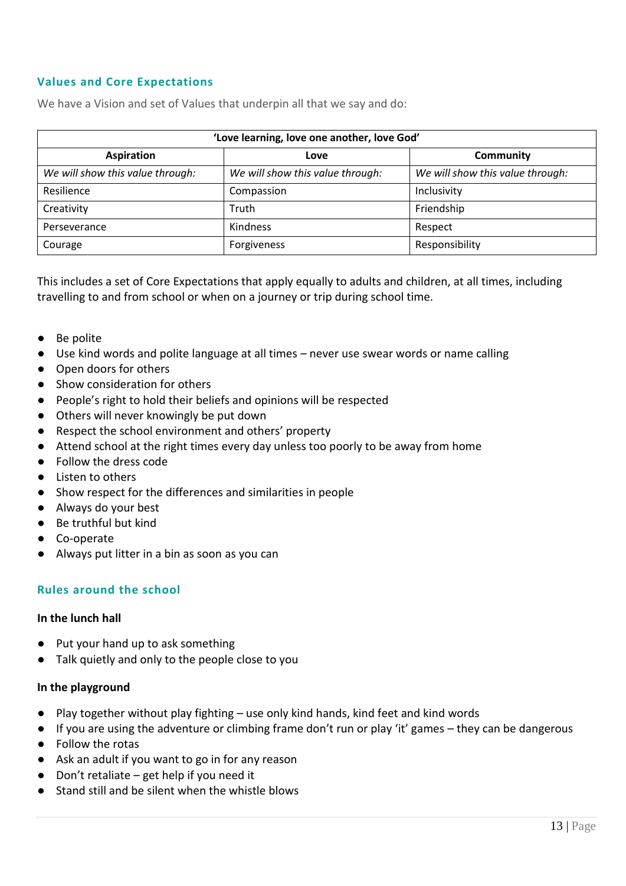## Values and Core Expectations

We have a Vision and set of Values that underpin all that we say and do:

| 'Love learning, love one another, love God' | | |
|---|---|---|
| **Aspiration** | **Love** | **Community** |
| *We will show this value through:* | *We will show this value through:* | *We will show this value through:* |
| Resilience | Compassion | Inclusivity |
| Creativity | Truth | Friendship |
| Perseverance | Kindness | Respect |
| Courage | Forgiveness | Responsibility |

This includes a set of Core Expectations that apply equally to adults and children, at all times, including travelling to and from school or when on a journey or trip during school time.

- Be polite
- Use kind words and polite language at all times – never use swear words or name calling
- Open doors for others
- Show consideration for others
- People's right to hold their beliefs and opinions will be respected
- Others will never knowingly be put down
- Respect the school environment and others' property
- Attend school at the right times every day unless too poorly to be away from home
- Follow the dress code
- Listen to others
- Show respect for the differences and similarities in people
- Always do your best
- Be truthful but kind
- Co-operate
- Always put litter in a bin as soon as you can

## Rules around the school

**In the lunch hall**

- Put your hand up to ask something
- Talk quietly and only to the people close to you

**In the playground**

- Play together without play fighting – use only kind hands, kind feet and kind words
- If you are using the adventure or climbing frame don't run or play 'it' games – they can be dangerous
- Follow the rotas
- Ask an adult if you want to go in for any reason
- Don't retaliate – get help if you need it
- Stand still and be silent when the whistle blows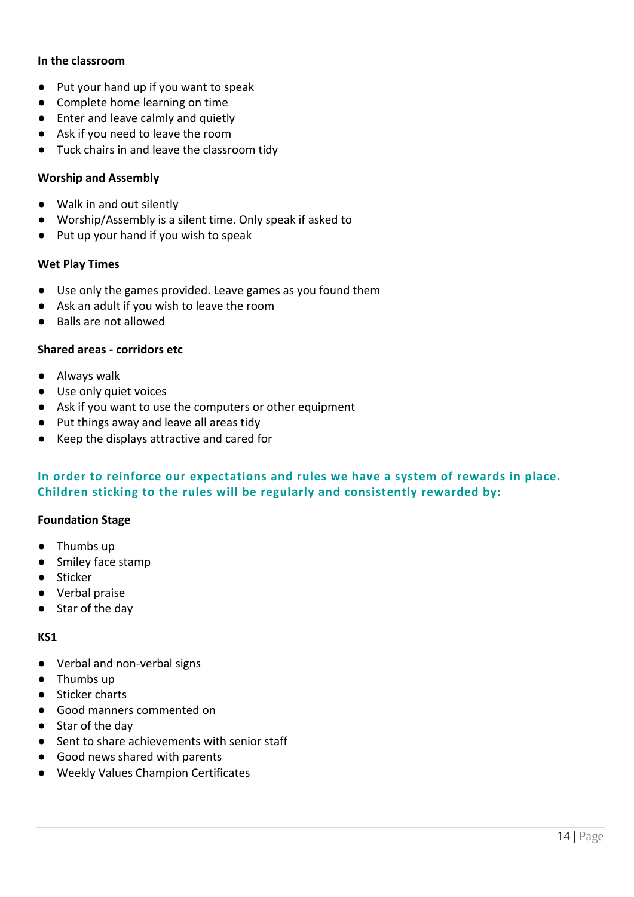**In the classroom**

- Put your hand up if you want to speak
- Complete home learning on time
- Enter and leave calmly and quietly
- Ask if you need to leave the room
- Tuck chairs in and leave the classroom tidy

**Worship and Assembly**

- Walk in and out silently
- Worship/Assembly is a silent time. Only speak if asked to
- Put up your hand if you wish to speak

**Wet Play Times**

- Use only the games provided. Leave games as you found them
- Ask an adult if you wish to leave the room
- Balls are not allowed

**Shared areas - corridors etc**

- Always walk
- Use only quiet voices
- Ask if you want to use the computers or other equipment
- Put things away and leave all areas tidy
- Keep the displays attractive and cared for

**In order to reinforce our expectations and rules we have a system of rewards in place. Children sticking to the rules will be regularly and consistently rewarded by:**

**Foundation Stage**

- Thumbs up
- Smiley face stamp
- Sticker
- Verbal praise
- Star of the day

**KS1**

- Verbal and non-verbal signs
- Thumbs up
- Sticker charts
- Good manners commented on
- Star of the day
- Sent to share achievements with senior staff
- Good news shared with parents
- Weekly Values Champion Certificates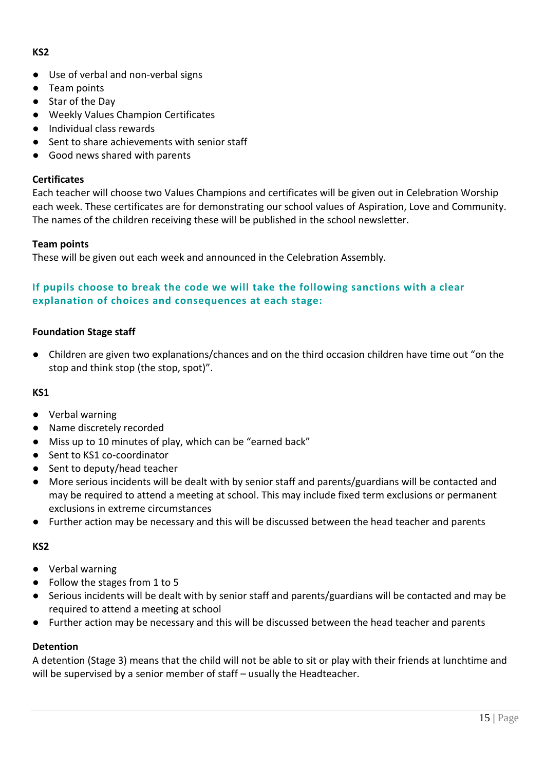**KS2**

- Use of verbal and non-verbal signs
- Team points
- Star of the Day
- Weekly Values Champion Certificates
- Individual class rewards
- Sent to share achievements with senior staff
- Good news shared with parents

**Certificates**

Each teacher will choose two Values Champions and certificates will be given out in Celebration Worship each week. These certificates are for demonstrating our school values of Aspiration, Love and Community. The names of the children receiving these will be published in the school newsletter.

**Team points**

These will be given out each week and announced in the Celebration Assembly.

### If pupils choose to break the code we will take the following sanctions with a clear explanation of choices and consequences at each stage:

**Foundation Stage staff**

- Children are given two explanations/chances and on the third occasion children have time out "on the stop and think stop (the stop, spot)".

**KS1**

- Verbal warning
- Name discretely recorded
- Miss up to 10 minutes of play, which can be "earned back"
- Sent to KS1 co-coordinator
- Sent to deputy/head teacher
- More serious incidents will be dealt with by senior staff and parents/guardians will be contacted and may be required to attend a meeting at school. This may include fixed term exclusions or permanent exclusions in extreme circumstances
- Further action may be necessary and this will be discussed between the head teacher and parents

**KS2**

- Verbal warning
- Follow the stages from 1 to 5
- Serious incidents will be dealt with by senior staff and parents/guardians will be contacted and may be required to attend a meeting at school
- Further action may be necessary and this will be discussed between the head teacher and parents

**Detention**

A detention (Stage 3) means that the child will not be able to sit or play with their friends at lunchtime and will be supervised by a senior member of staff – usually the Headteacher.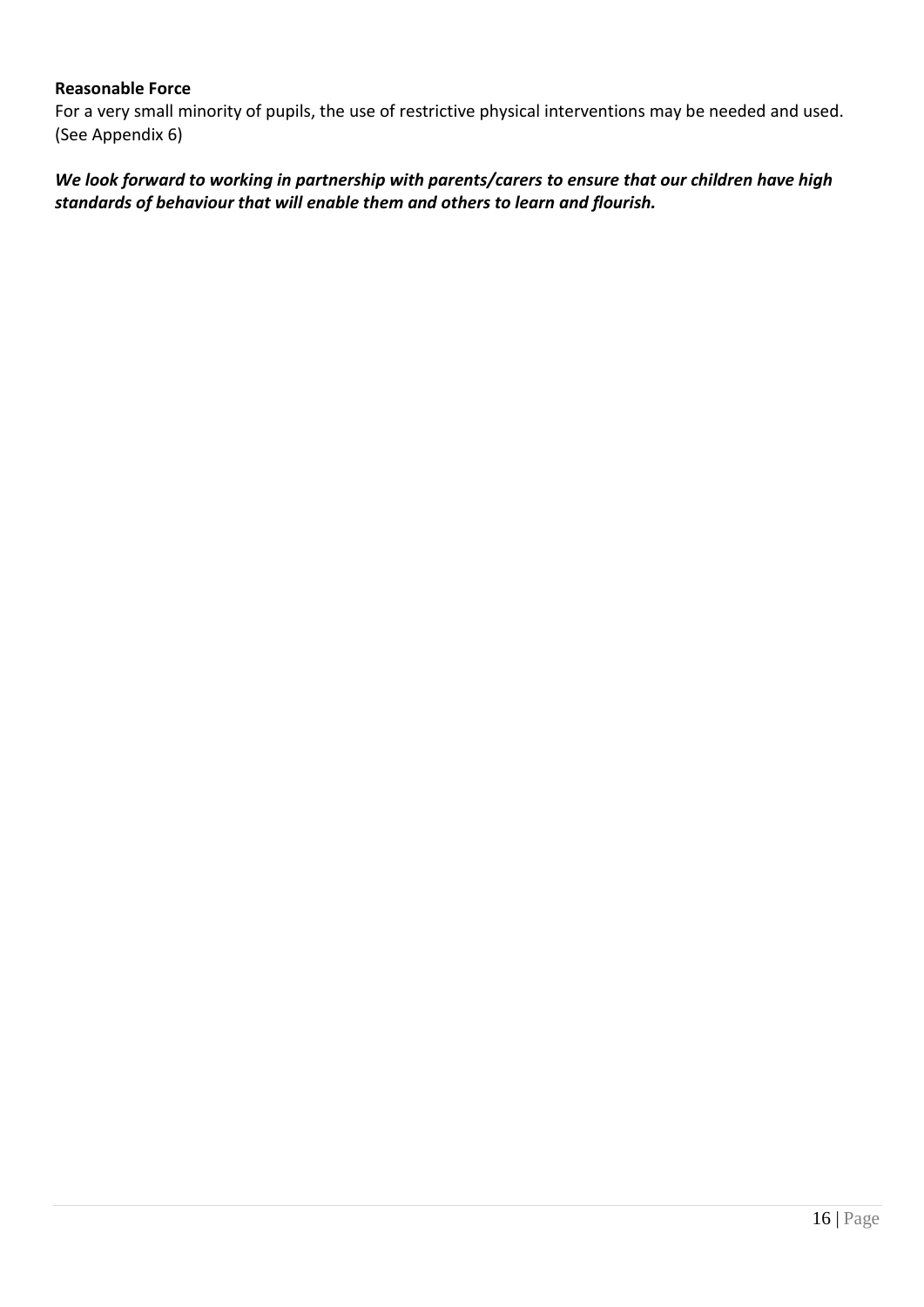**Reasonable Force**

For a very small minority of pupils, the use of restrictive physical interventions may be needed and used. (See Appendix 6)

***We look forward to working in partnership with parents/carers to ensure that our children have high standards of behaviour that will enable them and others to learn and flourish.***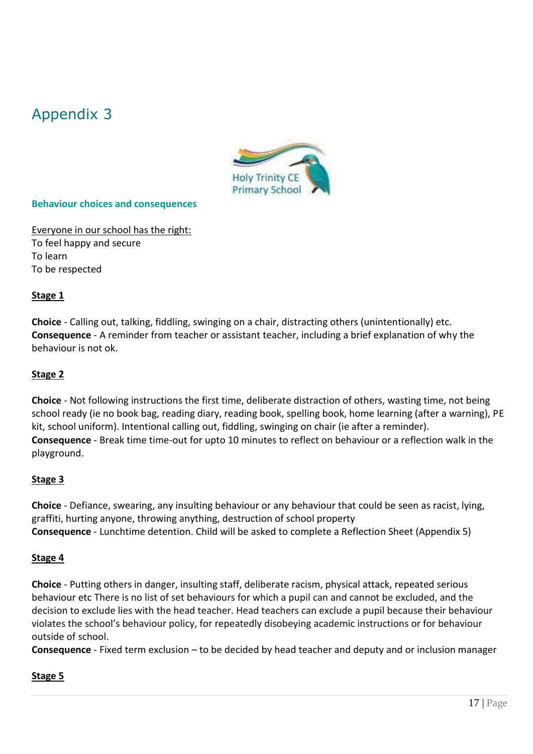# Appendix 3

Holy Trinity CE Primary School

**Behaviour choices and consequences**

Everyone in our school has the right:
To feel happy and secure
To learn
To be respected

**Stage 1**

**Choice** - Calling out, talking, fiddling, swinging on a chair, distracting others (unintentionally) etc.
**Consequence** - A reminder from teacher or assistant teacher, including a brief explanation of why the behaviour is not ok.

**Stage 2**

**Choice** - Not following instructions the first time, deliberate distraction of others, wasting time, not being school ready (ie no book bag, reading diary, reading book, spelling book, home learning (after a warning), PE kit, school uniform). Intentional calling out, fiddling, swinging on chair (ie after a reminder).
**Consequence** - Break time time-out for upto 10 minutes to reflect on behaviour or a reflection walk in the playground.

**Stage 3**

**Choice** - Defiance, swearing, any insulting behaviour or any behaviour that could be seen as racist, lying, graffiti, hurting anyone, throwing anything, destruction of school property
**Consequence** - Lunchtime detention. Child will be asked to complete a Reflection Sheet (Appendix 5)

**Stage 4**

**Choice** - Putting others in danger, insulting staff, deliberate racism, physical attack, repeated serious behaviour etc There is no list of set behaviours for which a pupil can and cannot be excluded, and the decision to exclude lies with the head teacher. Head teachers can exclude a pupil because their behaviour violates the school's behaviour policy, for repeatedly disobeying academic instructions or for behaviour outside of school.
**Consequence** - Fixed term exclusion – to be decided by head teacher and deputy and or inclusion manager

**Stage 5**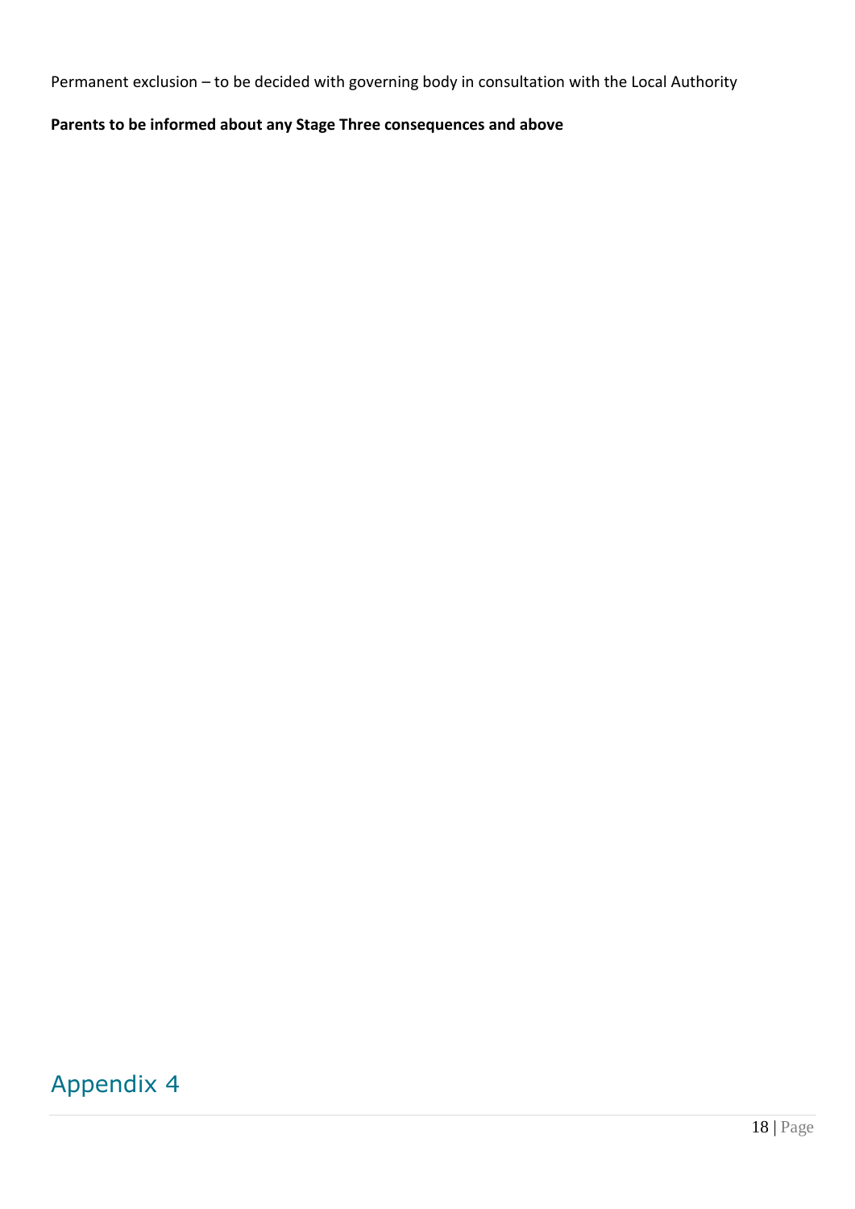Permanent exclusion – to be decided with governing body in consultation with the Local Authority

**Parents to be informed about any Stage Three consequences and above**

# Appendix 4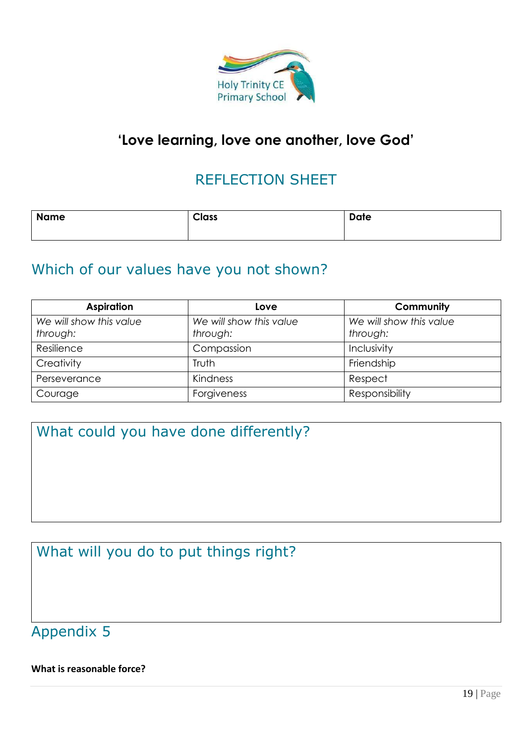Holy Trinity CE Primary School

## 'Love learning, love one another, love God'

# REFLECTION SHEET

| Name | Class | Date |
|---|---|---|
| | | |

## Which of our values have you not shown?

| Aspiration | Love | Community |
|---|---|---|
| *We will show this value through:* | *We will show this value through:* | *We will show this value through:* |
| Resilience | Compassion | Inclusivity |
| Creativity | Truth | Friendship |
| Perseverance | Kindness | Respect |
| Courage | Forgiveness | Responsibility |

## What could you have done differently?

## What will you do to put things right?

# Appendix 5

**What is reasonable force?**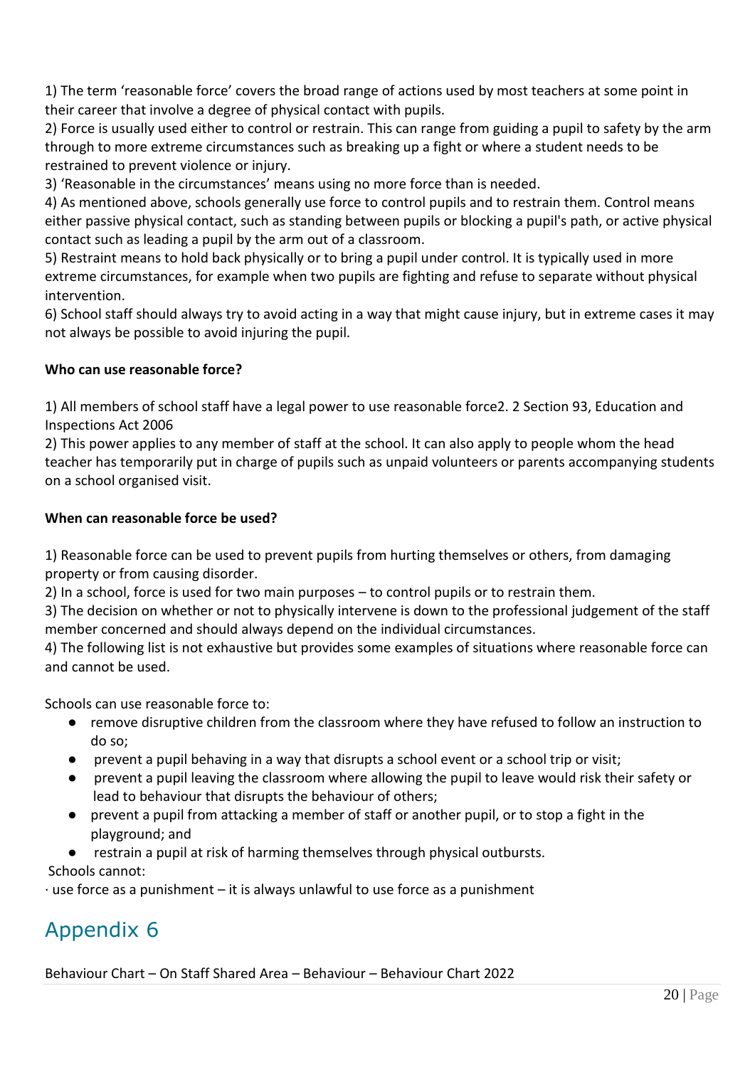1) The term 'reasonable force' covers the broad range of actions used by most teachers at some point in their career that involve a degree of physical contact with pupils.
2) Force is usually used either to control or restrain. This can range from guiding a pupil to safety by the arm through to more extreme circumstances such as breaking up a fight or where a student needs to be restrained to prevent violence or injury.
3) 'Reasonable in the circumstances' means using no more force than is needed.
4) As mentioned above, schools generally use force to control pupils and to restrain them. Control means either passive physical contact, such as standing between pupils or blocking a pupil's path, or active physical contact such as leading a pupil by the arm out of a classroom.
5) Restraint means to hold back physically or to bring a pupil under control. It is typically used in more extreme circumstances, for example when two pupils are fighting and refuse to separate without physical intervention.
6) School staff should always try to avoid acting in a way that might cause injury, but in extreme cases it may not always be possible to avoid injuring the pupil.

**Who can use reasonable force?**

1) All members of school staff have a legal power to use reasonable force2. 2 Section 93, Education and Inspections Act 2006
2) This power applies to any member of staff at the school. It can also apply to people whom the head teacher has temporarily put in charge of pupils such as unpaid volunteers or parents accompanying students on a school organised visit.

**When can reasonable force be used?**

1) Reasonable force can be used to prevent pupils from hurting themselves or others, from damaging property or from causing disorder.
2) In a school, force is used for two main purposes – to control pupils or to restrain them.
3) The decision on whether or not to physically intervene is down to the professional judgement of the staff member concerned and should always depend on the individual circumstances.
4) The following list is not exhaustive but provides some examples of situations where reasonable force can and cannot be used.

Schools can use reasonable force to:

- remove disruptive children from the classroom where they have refused to follow an instruction to do so;
- prevent a pupil behaving in a way that disrupts a school event or a school trip or visit;
- prevent a pupil leaving the classroom where allowing the pupil to leave would risk their safety or lead to behaviour that disrupts the behaviour of others;
- prevent a pupil from attacking a member of staff or another pupil, or to stop a fight in the playground; and
- restrain a pupil at risk of harming themselves through physical outbursts.

Schools cannot:

· use force as a punishment – it is always unlawful to use force as a punishment

# Appendix 6

Behaviour Chart – On Staff Shared Area – Behaviour – Behaviour Chart 2022